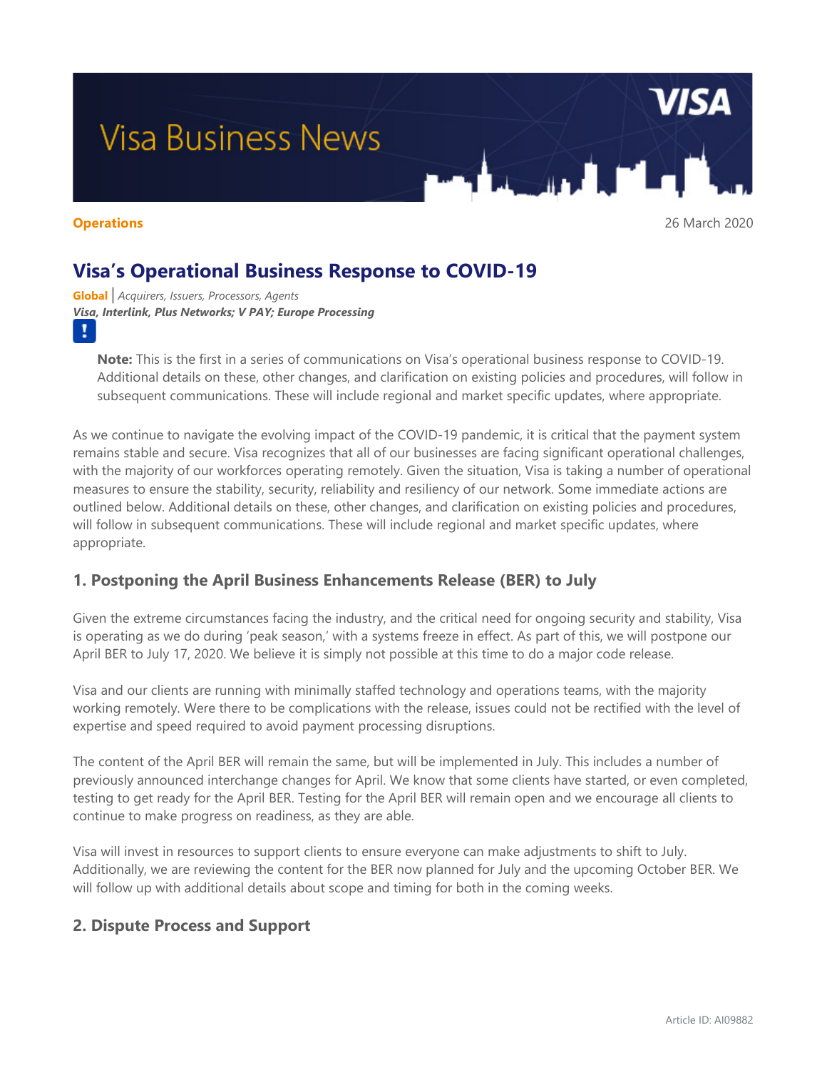Visa Business News

**Operations** 26 March 2020

# Visa's Operational Business Response to COVID-19

**Global** | *Acquirers, Issuers, Processors, Agents*
***Visa, Interlink, Plus Networks; V PAY; Europe Processing***

> **Note:** This is the first in a series of communications on Visa's operational business response to COVID-19. Additional details on these, other changes, and clarification on existing policies and procedures, will follow in subsequent communications. These will include regional and market specific updates, where appropriate.

As we continue to navigate the evolving impact of the COVID-19 pandemic, it is critical that the payment system remains stable and secure. Visa recognizes that all of our businesses are facing significant operational challenges, with the majority of our workforces operating remotely. Given the situation, Visa is taking a number of operational measures to ensure the stability, security, reliability and resiliency of our network. Some immediate actions are outlined below. Additional details on these, other changes, and clarification on existing policies and procedures, will follow in subsequent communications. These will include regional and market specific updates, where appropriate.

## 1. Postponing the April Business Enhancements Release (BER) to July

Given the extreme circumstances facing the industry, and the critical need for ongoing security and stability, Visa is operating as we do during 'peak season,' with a systems freeze in effect. As part of this, we will postpone our April BER to July 17, 2020. We believe it is simply not possible at this time to do a major code release.

Visa and our clients are running with minimally staffed technology and operations teams, with the majority working remotely. Were there to be complications with the release, issues could not be rectified with the level of expertise and speed required to avoid payment processing disruptions.

The content of the April BER will remain the same, but will be implemented in July. This includes a number of previously announced interchange changes for April. We know that some clients have started, or even completed, testing to get ready for the April BER. Testing for the April BER will remain open and we encourage all clients to continue to make progress on readiness, as they are able.

Visa will invest in resources to support clients to ensure everyone can make adjustments to shift to July. Additionally, we are reviewing the content for the BER now planned for July and the upcoming October BER. We will follow up with additional details about scope and timing for both in the coming weeks.

## 2. Dispute Process and Support

Article ID: AI09882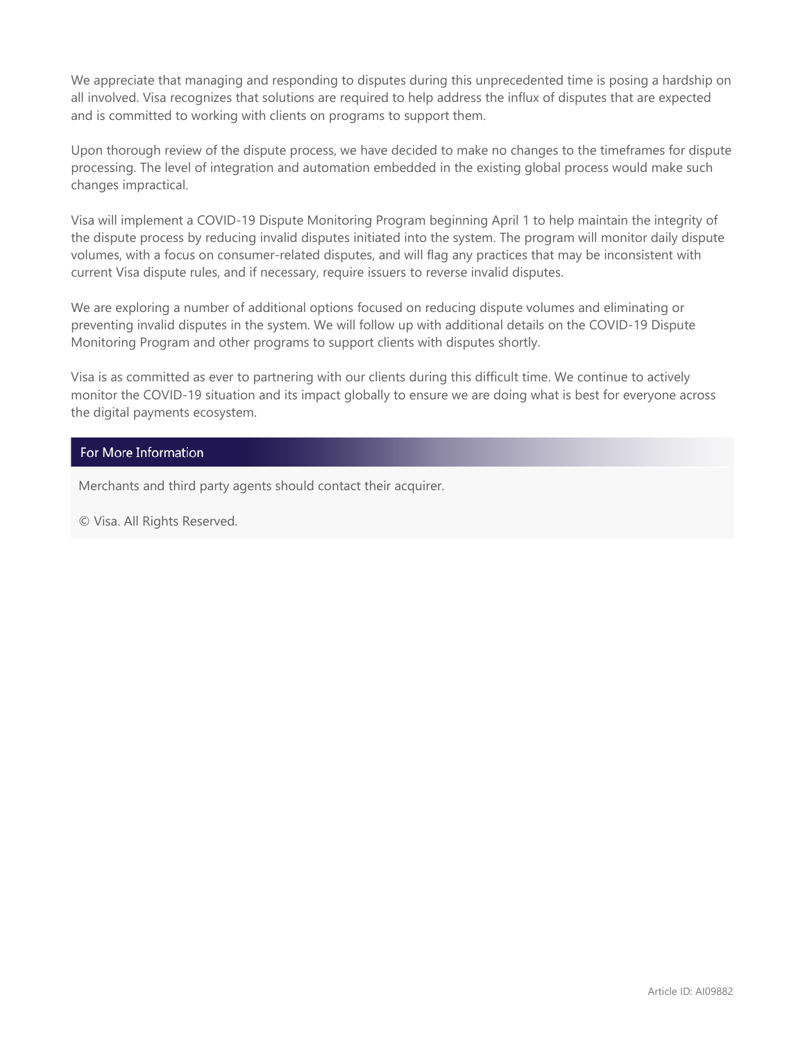We appreciate that managing and responding to disputes during this unprecedented time is posing a hardship on all involved. Visa recognizes that solutions are required to help address the influx of disputes that are expected and is committed to working with clients on programs to support them.

Upon thorough review of the dispute process, we have decided to make no changes to the timeframes for dispute processing. The level of integration and automation embedded in the existing global process would make such changes impractical.

Visa will implement a COVID-19 Dispute Monitoring Program beginning April 1 to help maintain the integrity of the dispute process by reducing invalid disputes initiated into the system. The program will monitor daily dispute volumes, with a focus on consumer-related disputes, and will flag any practices that may be inconsistent with current Visa dispute rules, and if necessary, require issuers to reverse invalid disputes.

We are exploring a number of additional options focused on reducing dispute volumes and eliminating or preventing invalid disputes in the system. We will follow up with additional details on the COVID-19 Dispute Monitoring Program and other programs to support clients with disputes shortly.

Visa is as committed as ever to partnering with our clients during this difficult time. We continue to actively monitor the COVID-19 situation and its impact globally to ensure we are doing what is best for everyone across the digital payments ecosystem.

## For More Information

Merchants and third party agents should contact their acquirer.

© Visa. All Rights Reserved.

Article ID: AI09882